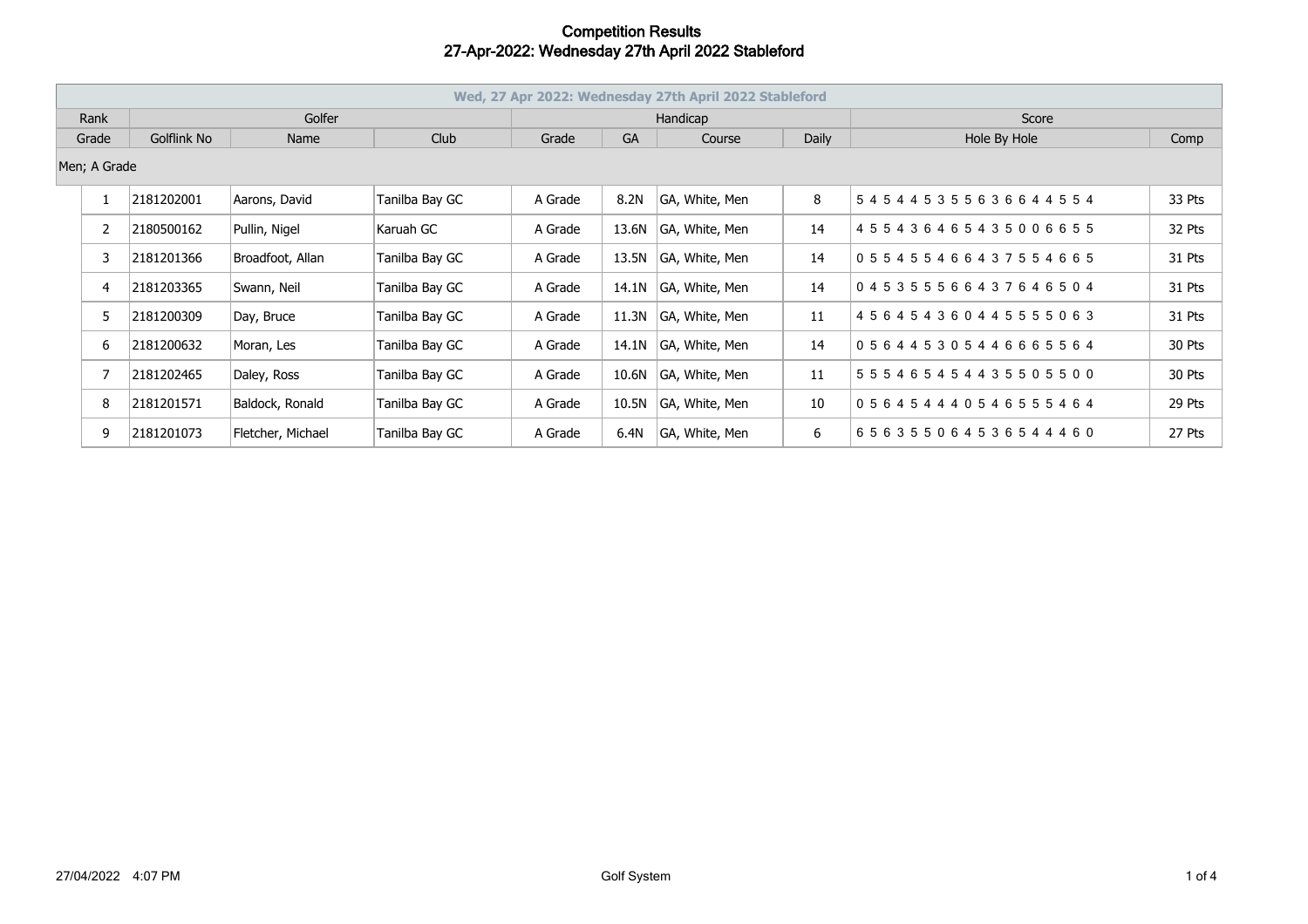# Competition Results
## 27-Apr-2022: Wednesday 27th April 2022 Stableford

| Wed, 27 Apr 2022: Wednesday 27th April 2022 Stableford | | | | | | | | | |
|---|---|---|---|---|---|---|---|---|---|
| Rank | Golfer | | | Handicap | | | | Score | |
| Grade | Golflink No | Name | Club | Grade | GA | Course | Daily | Hole By Hole | Comp |
| Men; A Grade | | | | | | | | | |
| 1 | 2181202001 | Aarons, David | Tanilba Bay GC | A Grade | 8.2N | GA, White, Men | 8 | 5 4 5 4 4 5 3 5 5 6 3 6 6 4 4 5 5 4 | 33 Pts |
| 2 | 2180500162 | Pullin, Nigel | Karuah GC | A Grade | 13.6N | GA, White, Men | 14 | 4 5 5 4 3 6 4 6 5 4 3 5 0 0 6 6 5 5 | 32 Pts |
| 3 | 2181201366 | Broadfoot, Allan | Tanilba Bay GC | A Grade | 13.5N | GA, White, Men | 14 | 0 5 5 4 5 5 4 6 6 4 3 7 5 5 4 6 6 5 | 31 Pts |
| 4 | 2181203365 | Swann, Neil | Tanilba Bay GC | A Grade | 14.1N | GA, White, Men | 14 | 0 4 5 3 5 5 5 6 6 4 3 7 6 4 6 5 0 4 | 31 Pts |
| 5 | 2181200309 | Day, Bruce | Tanilba Bay GC | A Grade | 11.3N | GA, White, Men | 11 | 4 5 6 4 5 4 3 6 0 4 4 5 5 5 5 0 6 3 | 31 Pts |
| 6 | 2181200632 | Moran, Les | Tanilba Bay GC | A Grade | 14.1N | GA, White, Men | 14 | 0 5 6 4 4 5 3 0 5 4 4 6 6 6 5 5 6 4 | 30 Pts |
| 7 | 2181202465 | Daley, Ross | Tanilba Bay GC | A Grade | 10.6N | GA, White, Men | 11 | 5 5 5 4 6 5 4 5 4 4 3 5 5 0 5 5 0 0 | 30 Pts |
| 8 | 2181201571 | Baldock, Ronald | Tanilba Bay GC | A Grade | 10.5N | GA, White, Men | 10 | 0 5 6 4 5 4 4 4 0 5 4 6 5 5 5 4 6 4 | 29 Pts |
| 9 | 2181201073 | Fletcher, Michael | Tanilba Bay GC | A Grade | 6.4N | GA, White, Men | 6 | 6 5 6 3 5 5 0 6 4 5 3 6 5 4 4 4 6 0 | 27 Pts |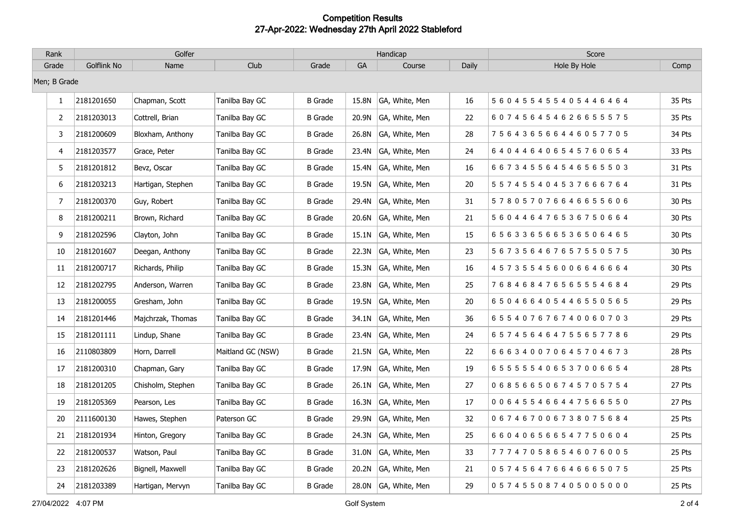# Competition Results
## 27-Apr-2022: Wednesday 27th April 2022 Stableford

| Rank | Golfer | | | Handicap | | | | Score | |
|---|---|---|---|---|---|---|---|---|---|
| Grade | Golflink No | Name | Club | Grade | GA | Course | Daily | Hole By Hole | Comp |
| Men; B Grade | | | | | | | | | |
| 1 | 2181201650 | Chapman, Scott | Tanilba Bay GC | B Grade | 15.8N | GA, White, Men | 16 | 5 6 0 4 5 5 4 5 5 4 0 5 4 4 6 4 6 4 | 35 Pts |
| 2 | 2181203013 | Cottrell, Brian | Tanilba Bay GC | B Grade | 20.9N | GA, White, Men | 22 | 6 0 7 4 5 6 4 5 4 6 2 6 6 5 5 5 7 5 | 35 Pts |
| 3 | 2181200609 | Bloxham, Anthony | Tanilba Bay GC | B Grade | 26.8N | GA, White, Men | 28 | 7 5 6 4 3 6 5 6 6 4 4 6 0 5 7 7 0 5 | 34 Pts |
| 4 | 2181203577 | Grace, Peter | Tanilba Bay GC | B Grade | 23.4N | GA, White, Men | 24 | 6 4 0 4 4 6 4 0 6 5 4 5 7 6 0 6 5 4 | 33 Pts |
| 5 | 2181201812 | Bevz, Oscar | Tanilba Bay GC | B Grade | 15.4N | GA, White, Men | 16 | 6 6 7 3 4 5 5 6 4 5 4 6 5 6 5 5 0 3 | 31 Pts |
| 6 | 2181203213 | Hartigan, Stephen | Tanilba Bay GC | B Grade | 19.5N | GA, White, Men | 20 | 5 5 7 4 5 5 4 0 4 5 3 7 6 6 6 7 6 4 | 31 Pts |
| 7 | 2181200370 | Guy, Robert | Tanilba Bay GC | B Grade | 29.4N | GA, White, Men | 31 | 5 7 8 0 5 7 0 7 6 6 4 6 6 5 5 6 0 6 | 30 Pts |
| 8 | 2181200211 | Brown, Richard | Tanilba Bay GC | B Grade | 20.6N | GA, White, Men | 21 | 5 6 0 4 4 6 4 7 6 5 3 6 7 5 0 6 6 4 | 30 Pts |
| 9 | 2181202596 | Clayton, John | Tanilba Bay GC | B Grade | 15.1N | GA, White, Men | 15 | 6 5 6 3 3 6 5 6 6 5 3 6 5 0 6 4 6 5 | 30 Pts |
| 10 | 2181201607 | Deegan, Anthony | Tanilba Bay GC | B Grade | 22.3N | GA, White, Men | 23 | 5 6 7 3 5 6 4 6 7 6 5 7 5 5 0 5 7 5 | 30 Pts |
| 11 | 2181200717 | Richards, Philip | Tanilba Bay GC | B Grade | 15.3N | GA, White, Men | 16 | 4 5 7 3 5 5 4 5 6 0 0 6 6 4 6 6 6 4 | 30 Pts |
| 12 | 2181202795 | Anderson, Warren | Tanilba Bay GC | B Grade | 23.8N | GA, White, Men | 25 | 7 6 8 4 6 8 4 7 6 5 6 5 5 5 4 6 8 4 | 29 Pts |
| 13 | 2181200055 | Gresham, John | Tanilba Bay GC | B Grade | 19.5N | GA, White, Men | 20 | 6 5 0 4 6 6 4 0 5 4 4 6 5 5 0 5 6 5 | 29 Pts |
| 14 | 2181201446 | Majchrzak, Thomas | Tanilba Bay GC | B Grade | 34.1N | GA, White, Men | 36 | 6 5 5 4 0 7 6 7 6 7 4 0 0 6 0 7 0 3 | 29 Pts |
| 15 | 2181201111 | Lindup, Shane | Tanilba Bay GC | B Grade | 23.4N | GA, White, Men | 24 | 6 5 7 4 5 6 4 6 4 7 5 5 6 5 7 7 8 6 | 29 Pts |
| 16 | 2110803809 | Horn, Darrell | Maitland GC (NSW) | B Grade | 21.5N | GA, White, Men | 22 | 6 6 6 3 4 0 0 7 0 6 4 5 7 0 4 6 7 3 | 28 Pts |
| 17 | 2181200310 | Chapman, Gary | Tanilba Bay GC | B Grade | 17.9N | GA, White, Men | 19 | 6 5 5 5 5 5 4 0 6 5 3 7 0 0 6 6 5 4 | 28 Pts |
| 18 | 2181201205 | Chisholm, Stephen | Tanilba Bay GC | B Grade | 26.1N | GA, White, Men | 27 | 0 6 8 5 6 6 5 0 6 7 4 5 7 0 5 7 5 4 | 27 Pts |
| 19 | 2181205369 | Pearson, Les | Tanilba Bay GC | B Grade | 16.3N | GA, White, Men | 17 | 0 0 6 4 5 5 4 6 6 4 4 7 5 6 6 5 5 0 | 27 Pts |
| 20 | 2111600130 | Hawes, Stephen | Paterson GC | B Grade | 29.9N | GA, White, Men | 32 | 0 6 7 4 6 7 0 0 6 7 3 8 0 7 5 6 8 4 | 25 Pts |
| 21 | 2181201934 | Hinton, Gregory | Tanilba Bay GC | B Grade | 24.3N | GA, White, Men | 25 | 6 6 0 4 0 6 5 6 6 5 4 7 7 5 0 6 0 4 | 25 Pts |
| 22 | 2181200537 | Watson, Paul | Tanilba Bay GC | B Grade | 31.0N | GA, White, Men | 33 | 7 7 7 4 7 0 5 8 6 5 4 6 0 7 6 0 0 5 | 25 Pts |
| 23 | 2181202626 | Bignell, Maxwell | Tanilba Bay GC | B Grade | 20.2N | GA, White, Men | 21 | 0 5 7 4 5 6 4 7 6 6 4 6 6 6 5 0 7 5 | 25 Pts |
| 24 | 2181203389 | Hartigan, Mervyn | Tanilba Bay GC | B Grade | 28.0N | GA, White, Men | 29 | 0 5 7 4 5 5 0 8 7 4 0 5 0 0 5 0 0 0 | 25 Pts |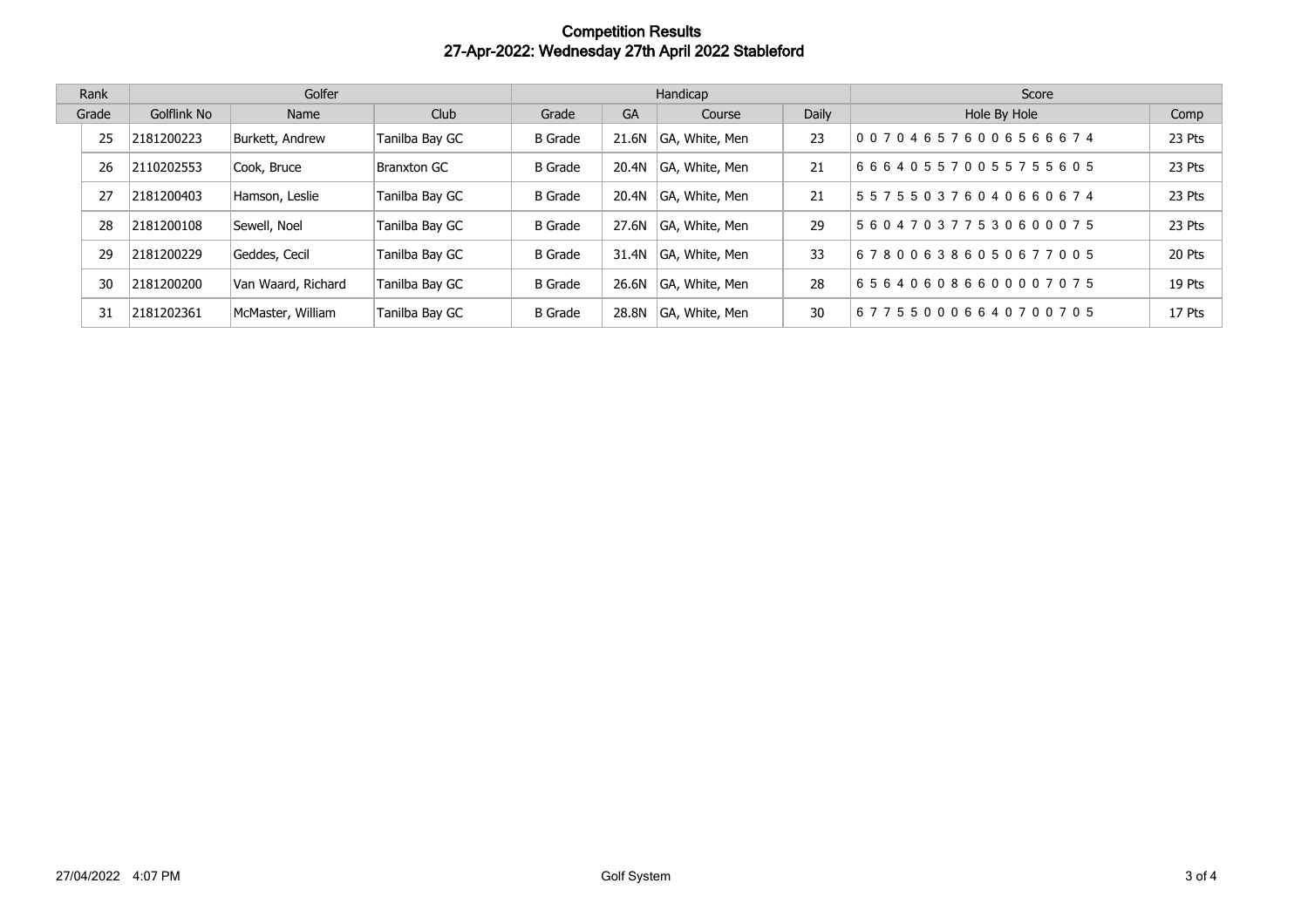# Competition Results
## 27-Apr-2022: Wednesday 27th April 2022 Stableford

| Rank | Golfer | | | Handicap | | | | Score | |
|---|---|---|---|---|---|---|---|---|---|
| Grade | Golflink No | Name | Club | Grade | GA | Course | Daily | Hole By Hole | Comp |
| 25 | 2181200223 | Burkett, Andrew | Tanilba Bay GC | B Grade | 21.6N | GA, White, Men | 23 | 0 0 7 0 4 6 5 7 6 0 0 6 5 6 6 6 7 4 | 23 Pts |
| 26 | 2110202553 | Cook, Bruce | Branxton GC | B Grade | 20.4N | GA, White, Men | 21 | 6 6 6 4 0 5 5 7 0 0 5 5 7 5 5 6 0 5 | 23 Pts |
| 27 | 2181200403 | Hamson, Leslie | Tanilba Bay GC | B Grade | 20.4N | GA, White, Men | 21 | 5 5 7 5 5 0 3 7 6 0 4 0 6 6 0 6 7 4 | 23 Pts |
| 28 | 2181200108 | Sewell, Noel | Tanilba Bay GC | B Grade | 27.6N | GA, White, Men | 29 | 5 6 0 4 7 0 3 7 7 5 3 0 6 0 0 0 7 5 | 23 Pts |
| 29 | 2181200229 | Geddes, Cecil | Tanilba Bay GC | B Grade | 31.4N | GA, White, Men | 33 | 6 7 8 0 0 6 3 8 6 0 5 0 6 7 7 0 0 5 | 20 Pts |
| 30 | 2181200200 | Van Waard, Richard | Tanilba Bay GC | B Grade | 26.6N | GA, White, Men | 28 | 6 5 6 4 0 6 0 8 6 6 0 0 0 0 7 0 7 5 | 19 Pts |
| 31 | 2181202361 | McMaster, William | Tanilba Bay GC | B Grade | 28.8N | GA, White, Men | 30 | 6 7 7 5 5 0 0 0 6 6 4 0 7 0 0 7 0 5 | 17 Pts |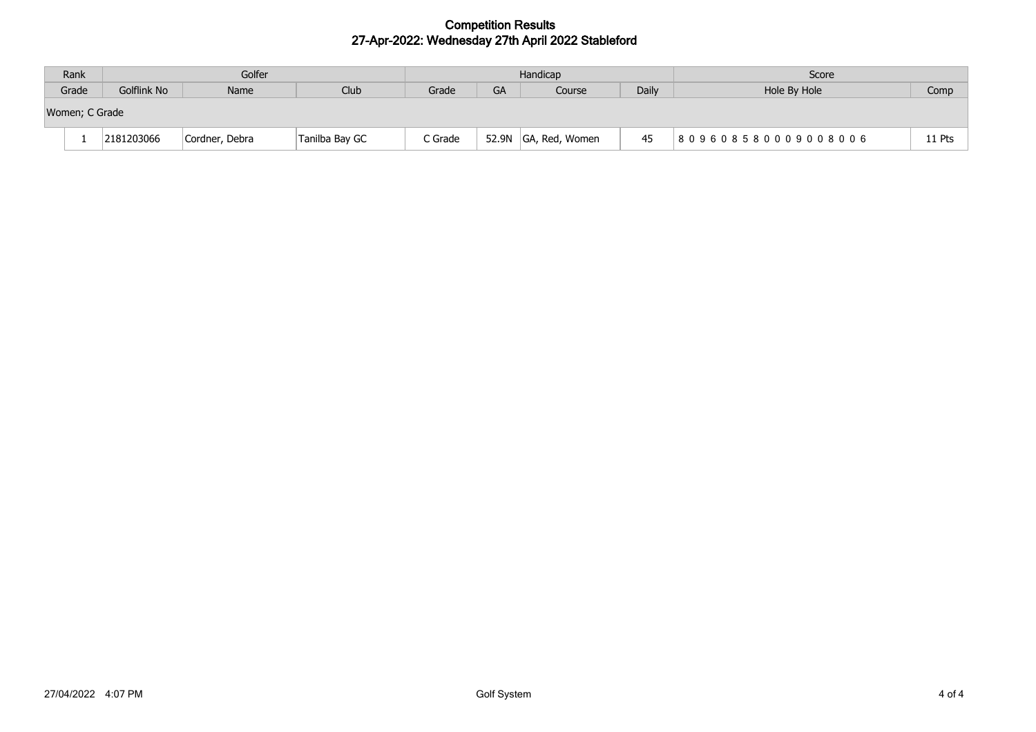# Competition Results
## 27-Apr-2022: Wednesday 27th April 2022 Stableford

| Rank | Golfer | | | Handicap | | | | Score | |
|---|---|---|---|---|---|---|---|---|---|
| Grade | Golflink No | Name | Club | Grade | GA | Course | Daily | Hole By Hole | Comp |
| Women; C Grade | | | | | | | | | |
| 1 | 2181203066 | Cordner, Debra | Tanilba Bay GC | C Grade | 52.9N | GA, Red, Women | 45 | 8 0 9 6 0 8 5 8 0 0 0 9 0 0 8 0 0 6 | 11 Pts |

27/04/2022 4:07 PM

Golf System